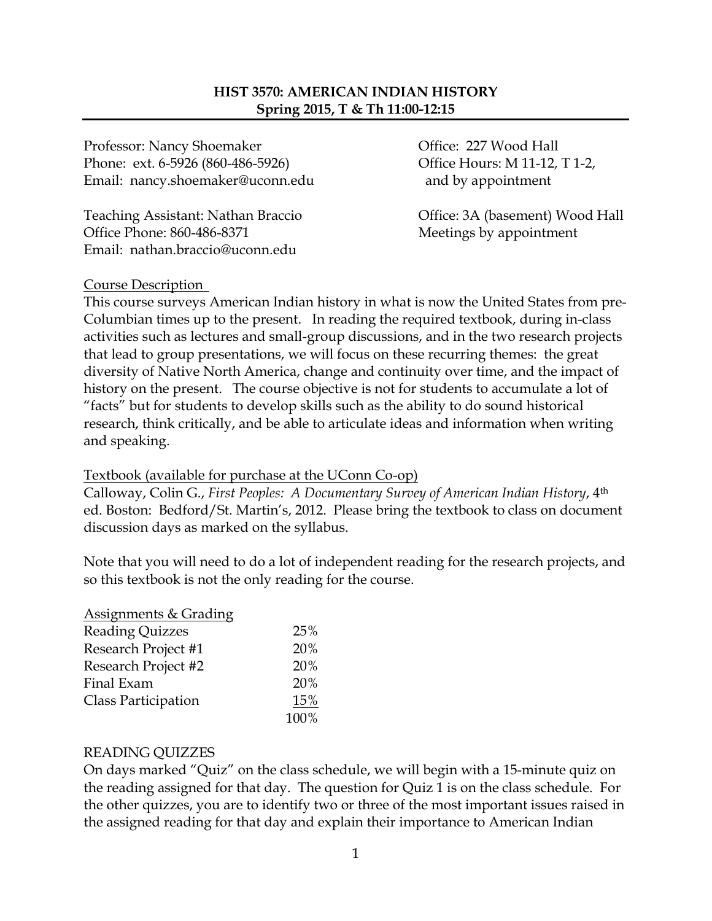# HIST 3570: AMERICAN INDIAN HISTORY
## Spring 2015, T & Th 11:00-12:15

Professor: Nancy Shoemaker
Phone: ext. 6-5926 (860-486-5926)
Email: nancy.shoemaker@uconn.edu

Office: 227 Wood Hall
Office Hours: M 11-12, T 1-2, and by appointment

Teaching Assistant: Nathan Braccio
Office Phone: 860-486-8371
Email: nathan.braccio@uconn.edu

Office: 3A (basement) Wood Hall
Meetings by appointment

Course Description

This course surveys American Indian history in what is now the United States from pre-Columbian times up to the present. In reading the required textbook, during in-class activities such as lectures and small-group discussions, and in the two research projects that lead to group presentations, we will focus on these recurring themes: the great diversity of Native North America, change and continuity over time, and the impact of history on the present. The course objective is not for students to accumulate a lot of "facts" but for students to develop skills such as the ability to do sound historical research, think critically, and be able to articulate ideas and information when writing and speaking.

Textbook (available for purchase at the UConn Co-op)

Calloway, Colin G., *First Peoples: A Documentary Survey of American Indian History*, 4th ed. Boston: Bedford/St. Martin's, 2012. Please bring the textbook to class on document discussion days as marked on the syllabus.

Note that you will need to do a lot of independent reading for the research projects, and so this textbook is not the only reading for the course.

Assignments & Grading

| | |
|---|---|
| Reading Quizzes | 25% |
| Research Project #1 | 20% |
| Research Project #2 | 20% |
| Final Exam | 20% |
| Class Participation | 15% |
| | 100% |

READING QUIZZES

On days marked "Quiz" on the class schedule, we will begin with a 15-minute quiz on the reading assigned for that day. The question for Quiz 1 is on the class schedule. For the other quizzes, you are to identify two or three of the most important issues raised in the assigned reading for that day and explain their importance to American Indian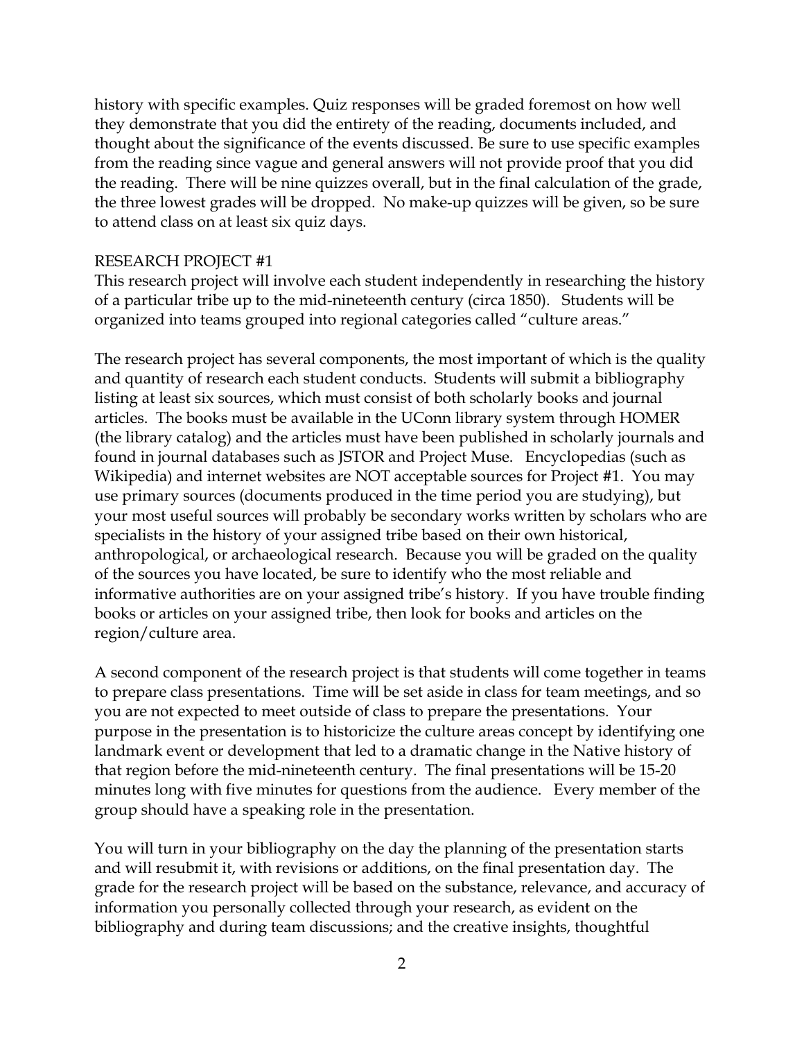history with specific examples. Quiz responses will be graded foremost on how well they demonstrate that you did the entirety of the reading, documents included, and thought about the significance of the events discussed. Be sure to use specific examples from the reading since vague and general answers will not provide proof that you did the reading. There will be nine quizzes overall, but in the final calculation of the grade, the three lowest grades will be dropped. No make-up quizzes will be given, so be sure to attend class on at least six quiz days.

RESEARCH PROJECT #1

This research project will involve each student independently in researching the history of a particular tribe up to the mid-nineteenth century (circa 1850). Students will be organized into teams grouped into regional categories called "culture areas."

The research project has several components, the most important of which is the quality and quantity of research each student conducts. Students will submit a bibliography listing at least six sources, which must consist of both scholarly books and journal articles. The books must be available in the UConn library system through HOMER (the library catalog) and the articles must have been published in scholarly journals and found in journal databases such as JSTOR and Project Muse. Encyclopedias (such as Wikipedia) and internet websites are NOT acceptable sources for Project #1. You may use primary sources (documents produced in the time period you are studying), but your most useful sources will probably be secondary works written by scholars who are specialists in the history of your assigned tribe based on their own historical, anthropological, or archaeological research. Because you will be graded on the quality of the sources you have located, be sure to identify who the most reliable and informative authorities are on your assigned tribe's history. If you have trouble finding books or articles on your assigned tribe, then look for books and articles on the region/culture area.

A second component of the research project is that students will come together in teams to prepare class presentations. Time will be set aside in class for team meetings, and so you are not expected to meet outside of class to prepare the presentations. Your purpose in the presentation is to historicize the culture areas concept by identifying one landmark event or development that led to a dramatic change in the Native history of that region before the mid-nineteenth century. The final presentations will be 15-20 minutes long with five minutes for questions from the audience. Every member of the group should have a speaking role in the presentation.

You will turn in your bibliography on the day the planning of the presentation starts and will resubmit it, with revisions or additions, on the final presentation day. The grade for the research project will be based on the substance, relevance, and accuracy of information you personally collected through your research, as evident on the bibliography and during team discussions; and the creative insights, thoughtful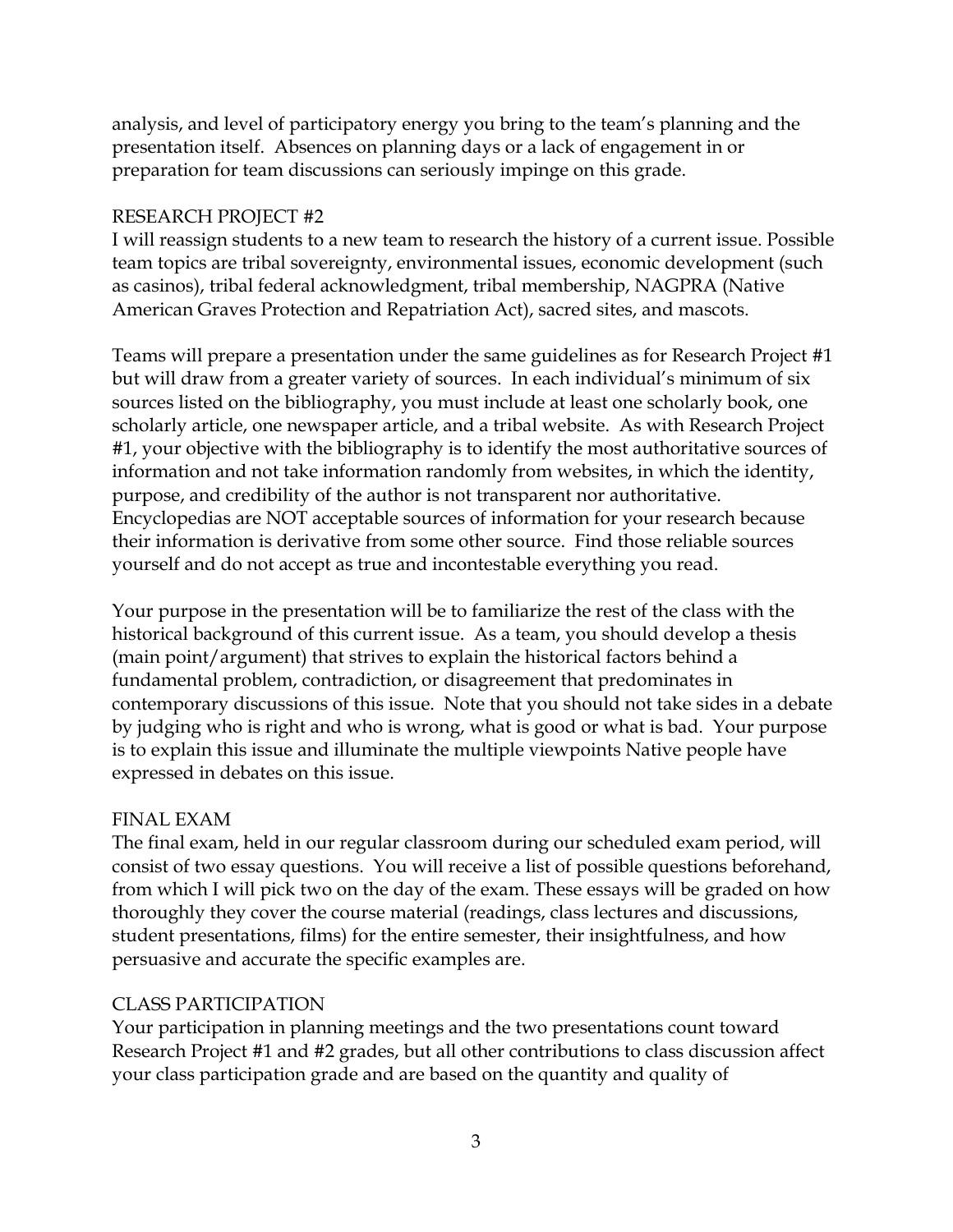analysis, and level of participatory energy you bring to the team's planning and the presentation itself. Absences on planning days or a lack of engagement in or preparation for team discussions can seriously impinge on this grade.

## RESEARCH PROJECT #2

I will reassign students to a new team to research the history of a current issue. Possible team topics are tribal sovereignty, environmental issues, economic development (such as casinos), tribal federal acknowledgment, tribal membership, NAGPRA (Native American Graves Protection and Repatriation Act), sacred sites, and mascots.

Teams will prepare a presentation under the same guidelines as for Research Project #1 but will draw from a greater variety of sources. In each individual's minimum of six sources listed on the bibliography, you must include at least one scholarly book, one scholarly article, one newspaper article, and a tribal website. As with Research Project #1, your objective with the bibliography is to identify the most authoritative sources of information and not take information randomly from websites, in which the identity, purpose, and credibility of the author is not transparent nor authoritative. Encyclopedias are NOT acceptable sources of information for your research because their information is derivative from some other source. Find those reliable sources yourself and do not accept as true and incontestable everything you read.

Your purpose in the presentation will be to familiarize the rest of the class with the historical background of this current issue. As a team, you should develop a thesis (main point/argument) that strives to explain the historical factors behind a fundamental problem, contradiction, or disagreement that predominates in contemporary discussions of this issue. Note that you should not take sides in a debate by judging who is right and who is wrong, what is good or what is bad. Your purpose is to explain this issue and illuminate the multiple viewpoints Native people have expressed in debates on this issue.

## FINAL EXAM

The final exam, held in our regular classroom during our scheduled exam period, will consist of two essay questions. You will receive a list of possible questions beforehand, from which I will pick two on the day of the exam. These essays will be graded on how thoroughly they cover the course material (readings, class lectures and discussions, student presentations, films) for the entire semester, their insightfulness, and how persuasive and accurate the specific examples are.

## CLASS PARTICIPATION

Your participation in planning meetings and the two presentations count toward Research Project #1 and #2 grades, but all other contributions to class discussion affect your class participation grade and are based on the quantity and quality of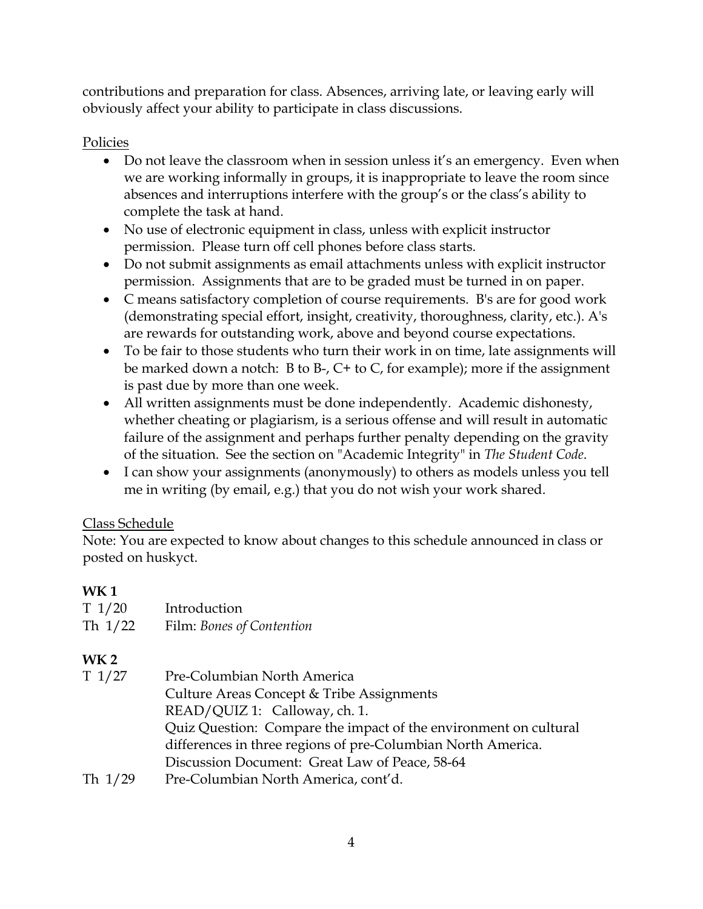contributions and preparation for class. Absences, arriving late, or leaving early will obviously affect your ability to participate in class discussions.

Policies

- Do not leave the classroom when in session unless it's an emergency. Even when we are working informally in groups, it is inappropriate to leave the room since absences and interruptions interfere with the group's or the class's ability to complete the task at hand.
- No use of electronic equipment in class, unless with explicit instructor permission. Please turn off cell phones before class starts.
- Do not submit assignments as email attachments unless with explicit instructor permission. Assignments that are to be graded must be turned in on paper.
- C means satisfactory completion of course requirements. B's are for good work (demonstrating special effort, insight, creativity, thoroughness, clarity, etc.). A's are rewards for outstanding work, above and beyond course expectations.
- To be fair to those students who turn their work in on time, late assignments will be marked down a notch: B to B-, C+ to C, for example); more if the assignment is past due by more than one week.
- All written assignments must be done independently. Academic dishonesty, whether cheating or plagiarism, is a serious offense and will result in automatic failure of the assignment and perhaps further penalty depending on the gravity of the situation. See the section on "Academic Integrity" in *The Student Code*.
- I can show your assignments (anonymously) to others as models unless you tell me in writing (by email, e.g.) that you do not wish your work shared.

Class Schedule

Note: You are expected to know about changes to this schedule announced in class or posted on huskyct.

**WK 1**

T 1/20 Introduction

Th 1/22 Film: *Bones of Contention*

**WK 2**

T 1/27 Pre-Columbian North America
Culture Areas Concept & Tribe Assignments
READ/QUIZ 1: Calloway, ch. 1.
Quiz Question: Compare the impact of the environment on cultural differences in three regions of pre-Columbian North America.
Discussion Document: Great Law of Peace, 58-64

Th 1/29 Pre-Columbian North America, cont'd.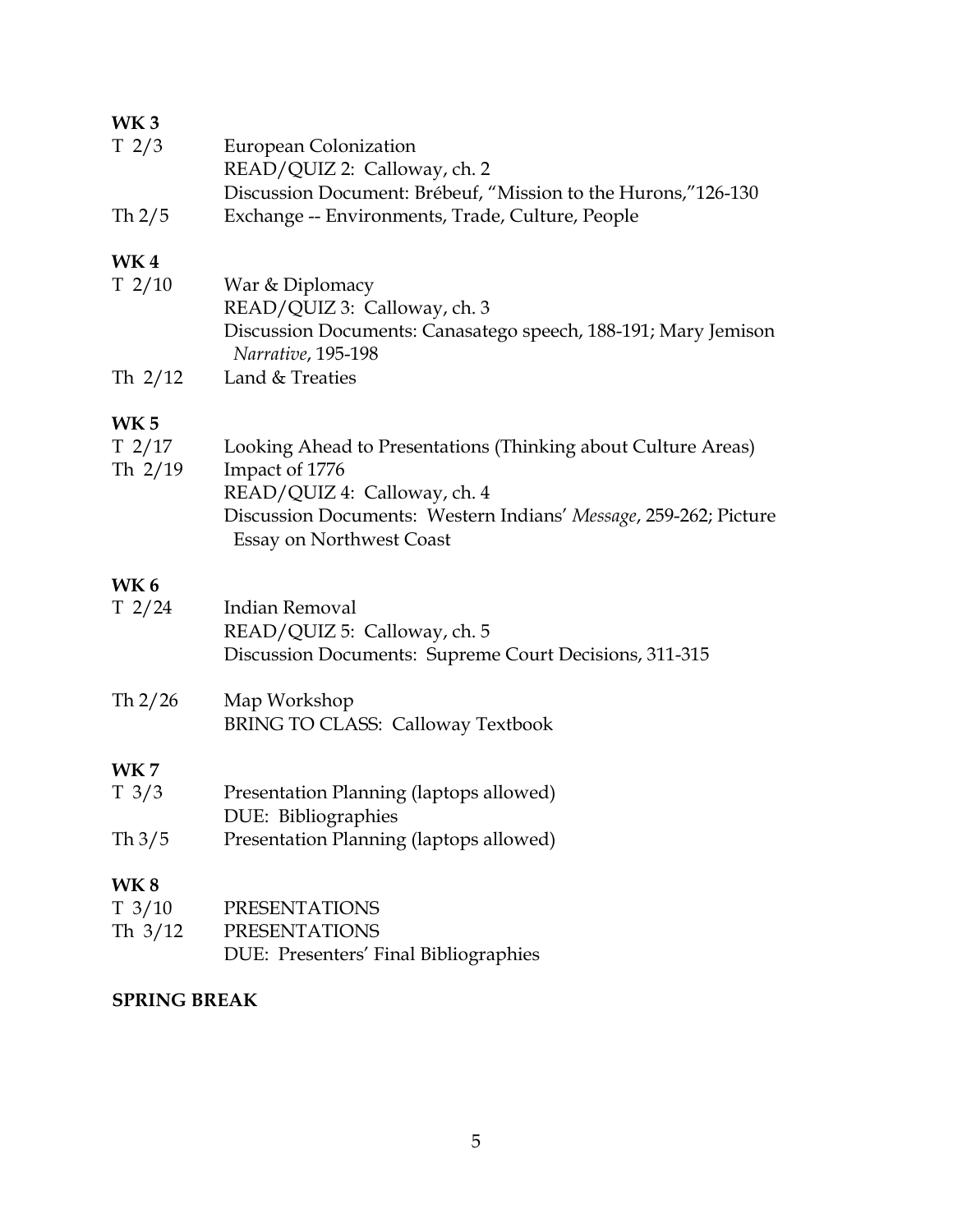**WK 3**

T 2/3 European Colonization
READ/QUIZ 2: Calloway, ch. 2
Discussion Document: Brébeuf, "Mission to the Hurons,"126-130

Th 2/5 Exchange -- Environments, Trade, Culture, People

**WK 4**

T 2/10 War & Diplomacy
READ/QUIZ 3: Calloway, ch. 3
Discussion Documents: Canasatego speech, 188-191; Mary Jemison *Narrative*, 195-198

Th 2/12 Land & Treaties

**WK 5**

T 2/17 Looking Ahead to Presentations (Thinking about Culture Areas)

Th 2/19 Impact of 1776
READ/QUIZ 4: Calloway, ch. 4
Discussion Documents: Western Indians' *Message*, 259-262; Picture Essay on Northwest Coast

**WK 6**

T 2/24 Indian Removal
READ/QUIZ 5: Calloway, ch. 5
Discussion Documents: Supreme Court Decisions, 311-315

Th 2/26 Map Workshop
BRING TO CLASS: Calloway Textbook

**WK 7**

T 3/3 Presentation Planning (laptops allowed)
DUE: Bibliographies

Th 3/5 Presentation Planning (laptops allowed)

**WK 8**

T 3/10 PRESENTATIONS

Th 3/12 PRESENTATIONS
DUE: Presenters' Final Bibliographies

**SPRING BREAK**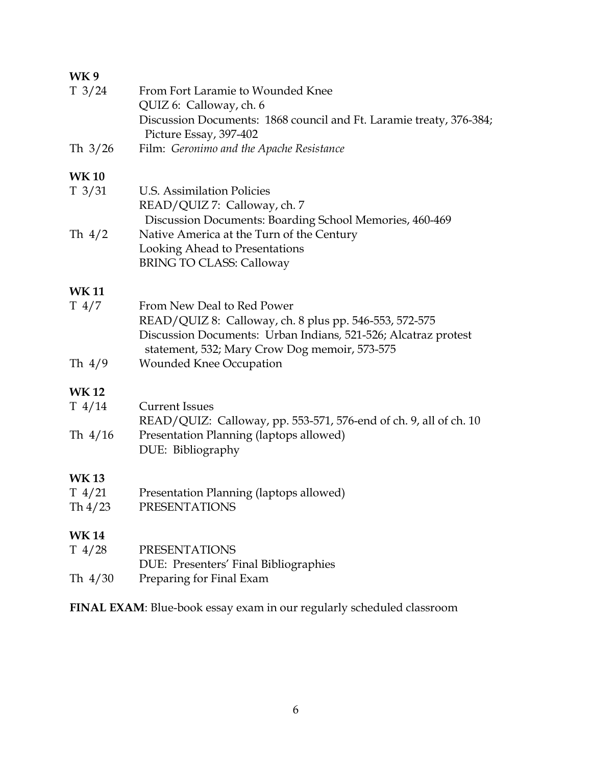**WK 9**

T 3/24 From Fort Laramie to Wounded Knee
QUIZ 6: Calloway, ch. 6
Discussion Documents: 1868 council and Ft. Laramie treaty, 376-384; Picture Essay, 397-402

Th 3/26 Film: *Geronimo and the Apache Resistance*

**WK 10**

T 3/31 U.S. Assimilation Policies
READ/QUIZ 7: Calloway, ch. 7
Discussion Documents: Boarding School Memories, 460-469

Th 4/2 Native America at the Turn of the Century
Looking Ahead to Presentations
BRING TO CLASS: Calloway

**WK 11**

T 4/7 From New Deal to Red Power
READ/QUIZ 8: Calloway, ch. 8 plus pp. 546-553, 572-575
Discussion Documents: Urban Indians, 521-526; Alcatraz protest statement, 532; Mary Crow Dog memoir, 573-575

Th 4/9 Wounded Knee Occupation

**WK 12**

T 4/14 Current Issues
READ/QUIZ: Calloway, pp. 553-571, 576-end of ch. 9, all of ch. 10

Th 4/16 Presentation Planning (laptops allowed)
DUE: Bibliography

**WK 13**

T 4/21 Presentation Planning (laptops allowed)

Th 4/23 PRESENTATIONS

**WK 14**

T 4/28 PRESENTATIONS
DUE: Presenters' Final Bibliographies

Th 4/30 Preparing for Final Exam

**FINAL EXAM**: Blue-book essay exam in our regularly scheduled classroom